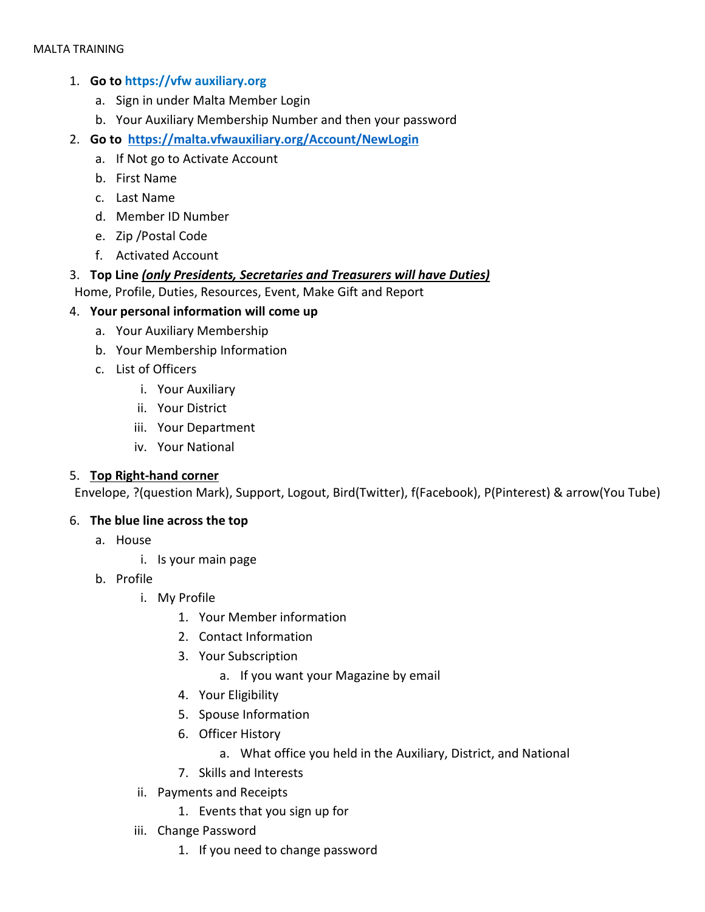MALTA TRAINING

1. **Go to https://vfw auxiliary.org**
    a. Sign in under Malta Member Login
    b. Your Auxiliary Membership Number and then your password
2. **Go to https://malta.vfwauxiliary.org/Account/NewLogin**
    a. If Not go to Activate Account
    b. First Name
    c. Last Name
    d. Member ID Number
    e. Zip /Postal Code
    f. Activated Account
3. **Top Line *(only Presidents, Secretaries and Treasurers will have Duties)***
   Home, Profile, Duties, Resources, Event, Make Gift and Report
4. **Your personal information will come up**
    a. Your Auxiliary Membership
    b. Your Membership Information
    c. List of Officers
        i. Your Auxiliary
        ii. Your District
        iii. Your Department
        iv. Your National
5. **Top Right-hand corner**
   Envelope, ?(question Mark), Support, Logout, Bird(Twitter), f(Facebook), P(Pinterest) & arrow(You Tube)
6. **The blue line across the top**
    a. House
        i. Is your main page
    b. Profile
        i. My Profile
            1. Your Member information
            2. Contact Information
            3. Your Subscription
                a. If you want your Magazine by email
            4. Your Eligibility
            5. Spouse Information
            6. Officer History
                a. What office you held in the Auxiliary, District, and National
            7. Skills and Interests
        ii. Payments and Receipts
            1. Events that you sign up for
        iii. Change Password
            1. If you need to change password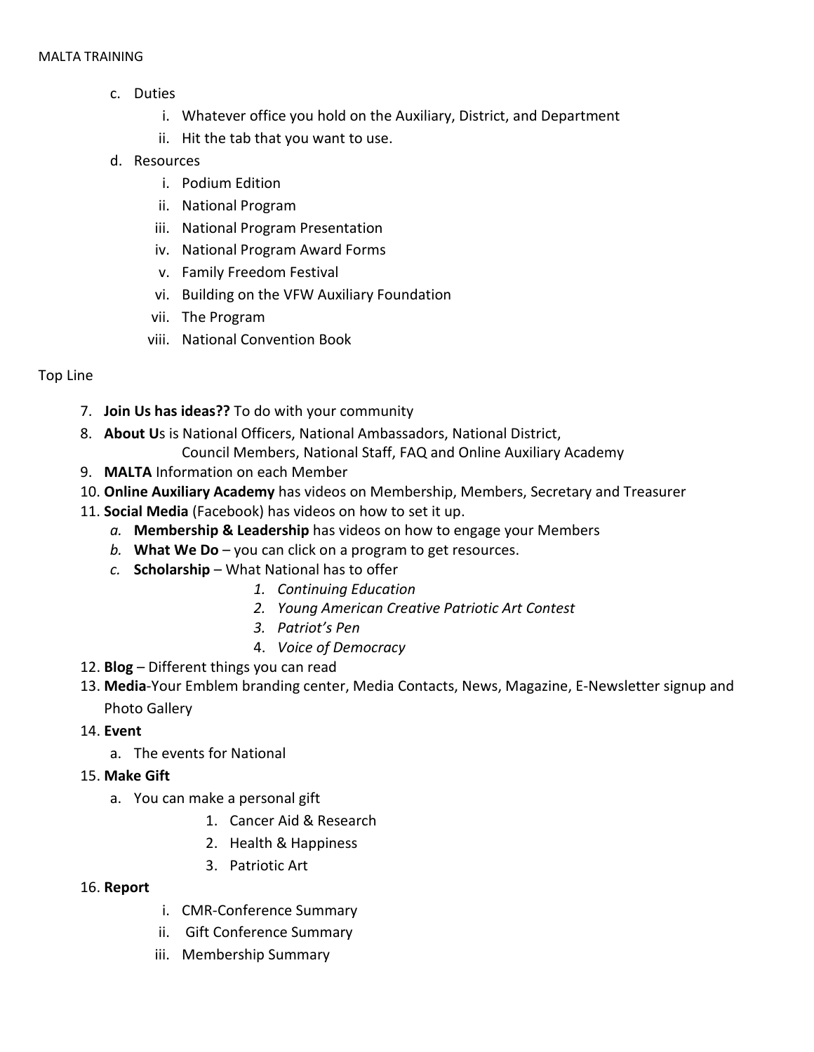c. Duties
   i. Whatever office you hold on the Auxiliary, District, and Department
   ii. Hit the tab that you want to use.

d. Resources
   i. Podium Edition
   ii. National Program
   iii. National Program Presentation
   iv. National Program Award Forms
   v. Family Freedom Festival
   vi. Building on the VFW Auxiliary Foundation
   vii. The Program
   viii. National Convention Book

Top Line

7. **Join Us has ideas??** To do with your community
8. **About U**s is National Officers, National Ambassadors, National District, Council Members, National Staff, FAQ and Online Auxiliary Academy
9. **MALTA** Information on each Member
10. **Online Auxiliary Academy** has videos on Membership, Members, Secretary and Treasurer
11. **Social Media** (Facebook) has videos on how to set it up.
    *a.* **Membership & Leadership** has videos on how to engage your Members
    *b.* **What We Do** – you can click on a program to get resources.
    *c.* **Scholarship** – What National has to offer
       1. *Continuing Education*
       2. *Young American Creative Patriotic Art Contest*
       3. *Patriot's Pen*
       4. *Voice of Democracy*
12. **Blog** – Different things you can read
13. **Media**-Your Emblem branding center, Media Contacts, News, Magazine, E-Newsletter signup and Photo Gallery
14. **Event**
    a. The events for National
15. **Make Gift**
    a. You can make a personal gift
       1. Cancer Aid & Research
       2. Health & Happiness
       3. Patriotic Art
16. **Report**
    i. CMR-Conference Summary
    ii. Gift Conference Summary
    iii. Membership Summary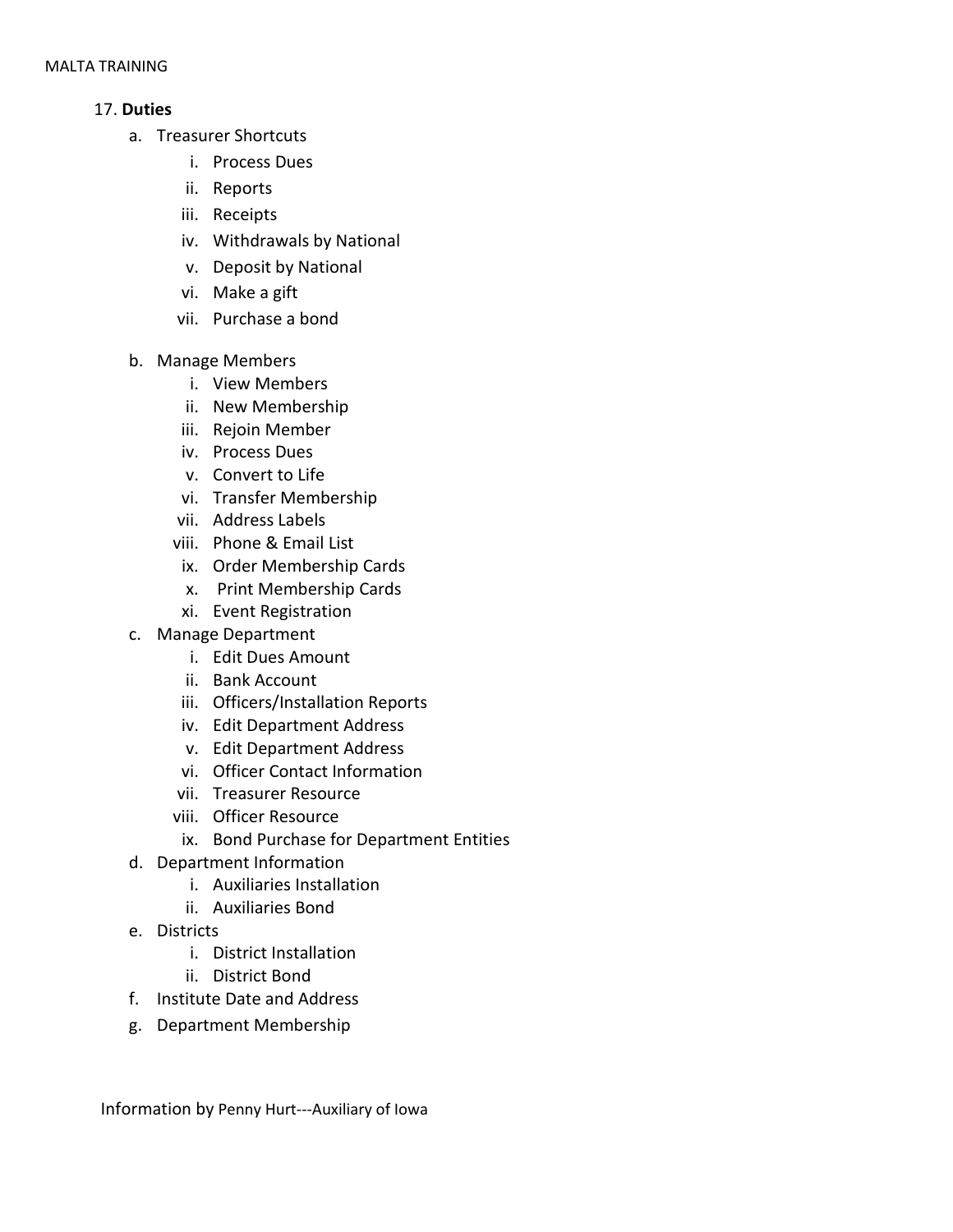17. **Duties**

   a. Treasurer Shortcuts
      i. Process Dues
      ii. Reports
      iii. Receipts
      iv. Withdrawals by National
      v. Deposit by National
      vi. Make a gift
      vii. Purchase a bond

   b. Manage Members
      i. View Members
      ii. New Membership
      iii. Rejoin Member
      iv. Process Dues
      v. Convert to Life
      vi. Transfer Membership
      vii. Address Labels
      viii. Phone & Email List
      ix. Order Membership Cards
      x. Print Membership Cards
      xi. Event Registration

   c. Manage Department
      i. Edit Dues Amount
      ii. Bank Account
      iii. Officers/Installation Reports
      iv. Edit Department Address
      v. Edit Department Address
      vi. Officer Contact Information
      vii. Treasurer Resource
      viii. Officer Resource
      ix. Bond Purchase for Department Entities

   d. Department Information
      i. Auxiliaries Installation
      ii. Auxiliaries Bond

   e. Districts
      i. District Installation
      ii. District Bond

   f. Institute Date and Address

   g. Department Membership

Information by Penny Hurt---Auxiliary of Iowa